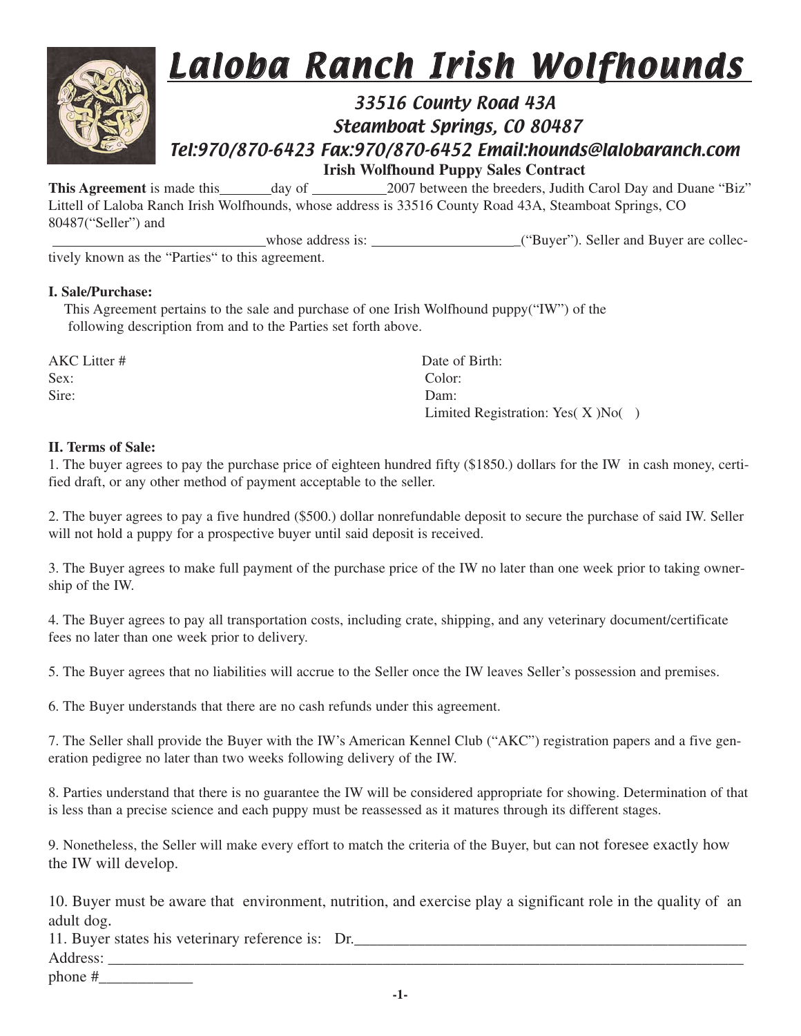# Laloba Ranch Irish Wolfhounds

### 33516 County Road 43A
### Steamboat Springs, CO 80487
### Tel:970/870-6423 Fax:970/870-6452 Email:hounds@lalobaranch.com

## Irish Wolfhound Puppy Sales Contract

**This Agreement** is made this_______day of __________2007 between the breeders, Judith Carol Day and Duane "Biz" Littell of Laloba Ranch Irish Wolfhounds, whose address is 33516 County Road 43A, Steamboat Springs, CO 80487("Seller") and

_____________________________whose address is: ____________________("Buyer"). Seller and Buyer are collectively known as the "Parties" to this agreement.

**I. Sale/Purchase:**

This Agreement pertains to the sale and purchase of one Irish Wolfhound puppy("IW") of the following description from and to the Parties set forth above.

AKC Litter #

Date of Birth:

Sex:

Color:

Sire:

Dam:

Limited Registration: Yes( X )No(  )

**II. Terms of Sale:**

1. The buyer agrees to pay the purchase price of eighteen hundred fifty ($1850.) dollars for the IW in cash money, certified draft, or any other method of payment acceptable to the seller.

2. The buyer agrees to pay a five hundred ($500.) dollar nonrefundable deposit to secure the purchase of said IW. Seller will not hold a puppy for a prospective buyer until said deposit is received.

3. The Buyer agrees to make full payment of the purchase price of the IW no later than one week prior to taking ownership of the IW.

4. The Buyer agrees to pay all transportation costs, including crate, shipping, and any veterinary document/certificate fees no later than one week prior to delivery.

5. The Buyer agrees that no liabilities will accrue to the Seller once the IW leaves Seller's possession and premises.

6. The Buyer understands that there are no cash refunds under this agreement.

7. The Seller shall provide the Buyer with the IW's American Kennel Club ("AKC") registration papers and a five generation pedigree no later than two weeks following delivery of the IW.

8. Parties understand that there is no guarantee the IW will be considered appropriate for showing. Determination of that is less than a precise science and each puppy must be reassessed as it matures through its different stages.

9. Nonetheless, the Seller will make every effort to match the criteria of the Buyer, but can not foresee exactly how the IW will develop.

10. Buyer must be aware that environment, nutrition, and exercise play a significant role in the quality of an adult dog.

11. Buyer states his veterinary reference is: Dr.____________________________________________________

Address: ________________________________________________________________________________

phone #____________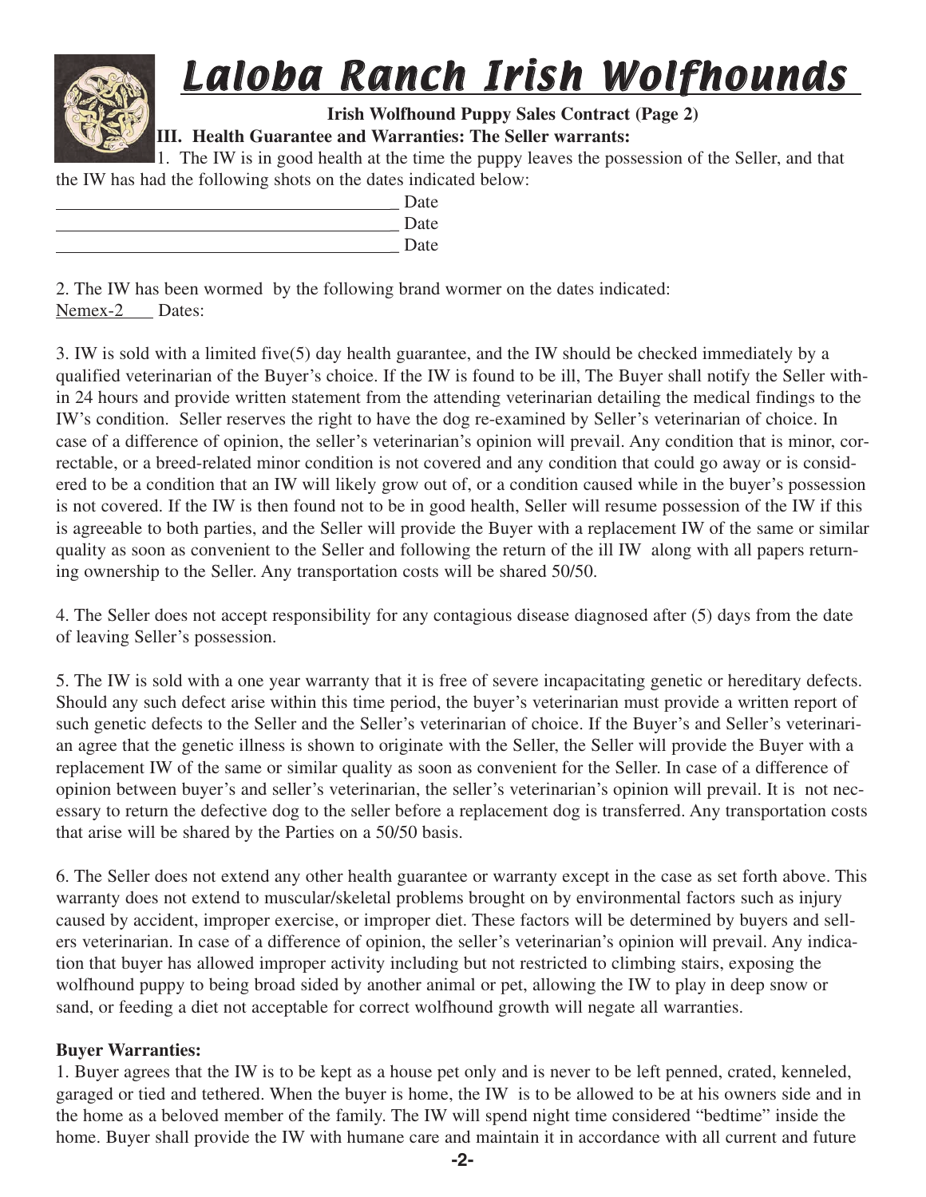# Laloba Ranch Irish Wolfhounds

**Irish Wolfhound Puppy Sales Contract (Page 2)**

**III. Health Guarantee and Warranties: The Seller warrants:**

1. The IW is in good health at the time the puppy leaves the possession of the Seller, and that the IW has had the following shots on the dates indicated below:

______________________________________ Date
______________________________________ Date
______________________________________ Date

2. The IW has been wormed by the following brand wormer on the dates indicated:
Nemex-2 Dates:

3. IW is sold with a limited five(5) day health guarantee, and the IW should be checked immediately by a qualified veterinarian of the Buyer's choice. If the IW is found to be ill, The Buyer shall notify the Seller within 24 hours and provide written statement from the attending veterinarian detailing the medical findings to the IW's condition. Seller reserves the right to have the dog re-examined by Seller's veterinarian of choice. In case of a difference of opinion, the seller's veterinarian's opinion will prevail. Any condition that is minor, correctable, or a breed-related minor condition is not covered and any condition that could go away or is considered to be a condition that an IW will likely grow out of, or a condition caused while in the buyer's possession is not covered. If the IW is then found not to be in good health, Seller will resume possession of the IW if this is agreeable to both parties, and the Seller will provide the Buyer with a replacement IW of the same or similar quality as soon as convenient to the Seller and following the return of the ill IW along with all papers returning ownership to the Seller. Any transportation costs will be shared 50/50.

4. The Seller does not accept responsibility for any contagious disease diagnosed after (5) days from the date of leaving Seller's possession.

5. The IW is sold with a one year warranty that it is free of severe incapacitating genetic or hereditary defects. Should any such defect arise within this time period, the buyer's veterinarian must provide a written report of such genetic defects to the Seller and the Seller's veterinarian of choice. If the Buyer's and Seller's veterinarian agree that the genetic illness is shown to originate with the Seller, the Seller will provide the Buyer with a replacement IW of the same or similar quality as soon as convenient for the Seller. In case of a difference of opinion between buyer's and seller's veterinarian, the seller's veterinarian's opinion will prevail. It is not necessary to return the defective dog to the seller before a replacement dog is transferred. Any transportation costs that arise will be shared by the Parties on a 50/50 basis.

6. The Seller does not extend any other health guarantee or warranty except in the case as set forth above. This warranty does not extend to muscular/skeletal problems brought on by environmental factors such as injury caused by accident, improper exercise, or improper diet. These factors will be determined by buyers and sellers veterinarian. In case of a difference of opinion, the seller's veterinarian's opinion will prevail. Any indication that buyer has allowed improper activity including but not restricted to climbing stairs, exposing the wolfhound puppy to being broad sided by another animal or pet, allowing the IW to play in deep snow or sand, or feeding a diet not acceptable for correct wolfhound growth will negate all warranties.

**Buyer Warranties:**

1. Buyer agrees that the IW is to be kept as a house pet only and is never to be left penned, crated, kenneled, garaged or tied and tethered. When the buyer is home, the IW is to be allowed to be at his owners side and in the home as a beloved member of the family. The IW will spend night time considered "bedtime" inside the home. Buyer shall provide the IW with humane care and maintain it in accordance with all current and future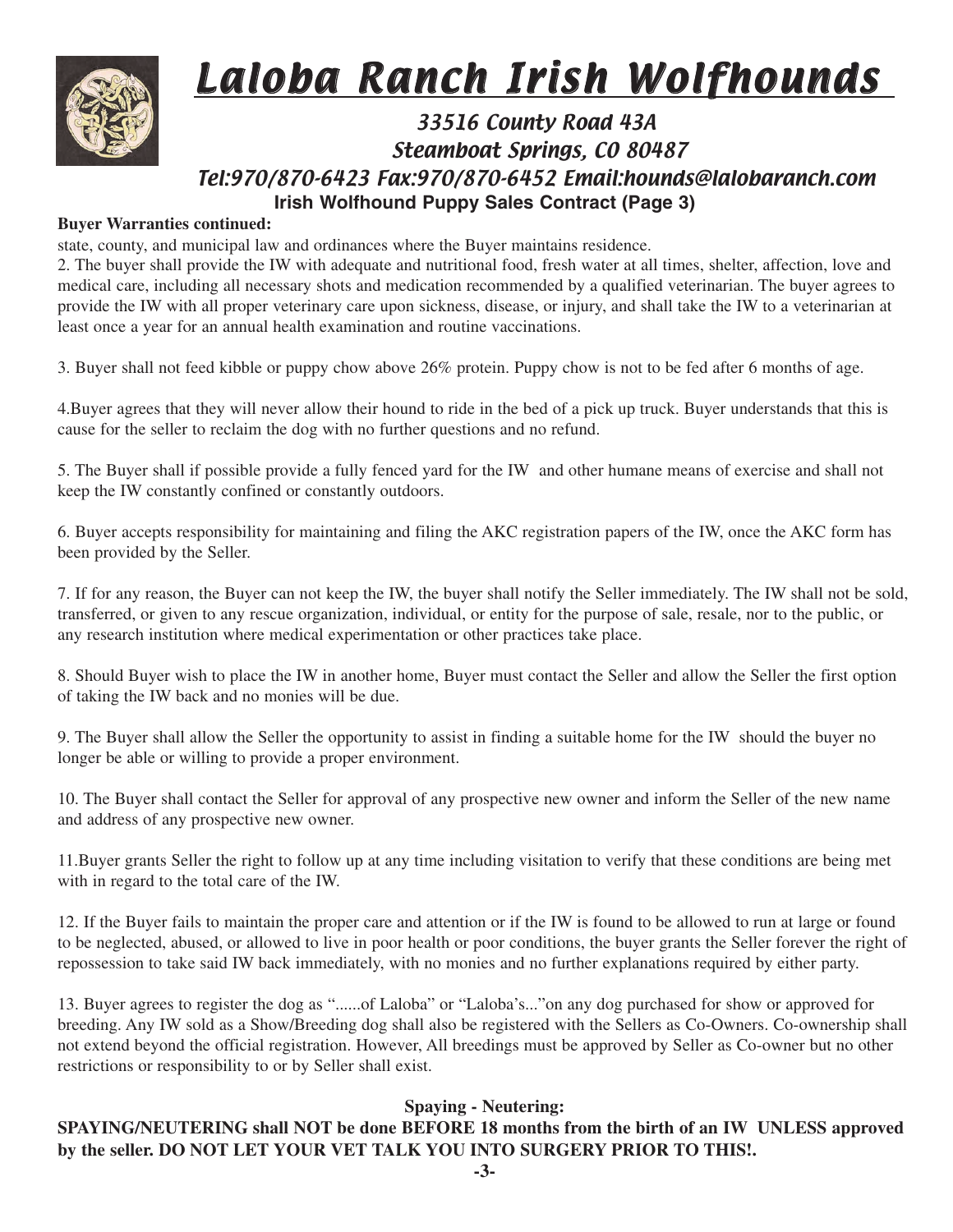# Laloba Ranch Irish Wolfhounds

33516 County Road 43A
Steamboat Springs, CO 80487
Tel:970/870-6423 Fax:970/870-6452 Email:hounds@lalobaranch.com

## Irish Wolfhound Puppy Sales Contract (Page 3)

**Buyer Warranties continued:**

state, county, and municipal law and ordinances where the Buyer maintains residence.

2. The buyer shall provide the IW with adequate and nutritional food, fresh water at all times, shelter, affection, love and medical care, including all necessary shots and medication recommended by a qualified veterinarian. The buyer agrees to provide the IW with all proper veterinary care upon sickness, disease, or injury, and shall take the IW to a veterinarian at least once a year for an annual health examination and routine vaccinations.

3. Buyer shall not feed kibble or puppy chow above 26% protein. Puppy chow is not to be fed after 6 months of age.

4.Buyer agrees that they will never allow their hound to ride in the bed of a pick up truck. Buyer understands that this is cause for the seller to reclaim the dog with no further questions and no refund.

5. The Buyer shall if possible provide a fully fenced yard for the IW and other humane means of exercise and shall not keep the IW constantly confined or constantly outdoors.

6. Buyer accepts responsibility for maintaining and filing the AKC registration papers of the IW, once the AKC form has been provided by the Seller.

7. If for any reason, the Buyer can not keep the IW, the buyer shall notify the Seller immediately. The IW shall not be sold, transferred, or given to any rescue organization, individual, or entity for the purpose of sale, resale, nor to the public, or any research institution where medical experimentation or other practices take place.

8. Should Buyer wish to place the IW in another home, Buyer must contact the Seller and allow the Seller the first option of taking the IW back and no monies will be due.

9. The Buyer shall allow the Seller the opportunity to assist in finding a suitable home for the IW should the buyer no longer be able or willing to provide a proper environment.

10. The Buyer shall contact the Seller for approval of any prospective new owner and inform the Seller of the new name and address of any prospective new owner.

11.Buyer grants Seller the right to follow up at any time including visitation to verify that these conditions are being met with in regard to the total care of the IW.

12. If the Buyer fails to maintain the proper care and attention or if the IW is found to be allowed to run at large or found to be neglected, abused, or allowed to live in poor health or poor conditions, the buyer grants the Seller forever the right of repossession to take said IW back immediately, with no monies and no further explanations required by either party.

13. Buyer agrees to register the dog as "......of Laloba" or "Laloba's..."on any dog purchased for show or approved for breeding. Any IW sold as a Show/Breeding dog shall also be registered with the Sellers as Co-Owners. Co-ownership shall not extend beyond the official registration. However, All breedings must be approved by Seller as Co-owner but no other restrictions or responsibility to or by Seller shall exist.

**Spaying - Neutering:**

**SPAYING/NEUTERING shall NOT be done BEFORE 18 months from the birth of an IW UNLESS approved by the seller. DO NOT LET YOUR VET TALK YOU INTO SURGERY PRIOR TO THIS!.**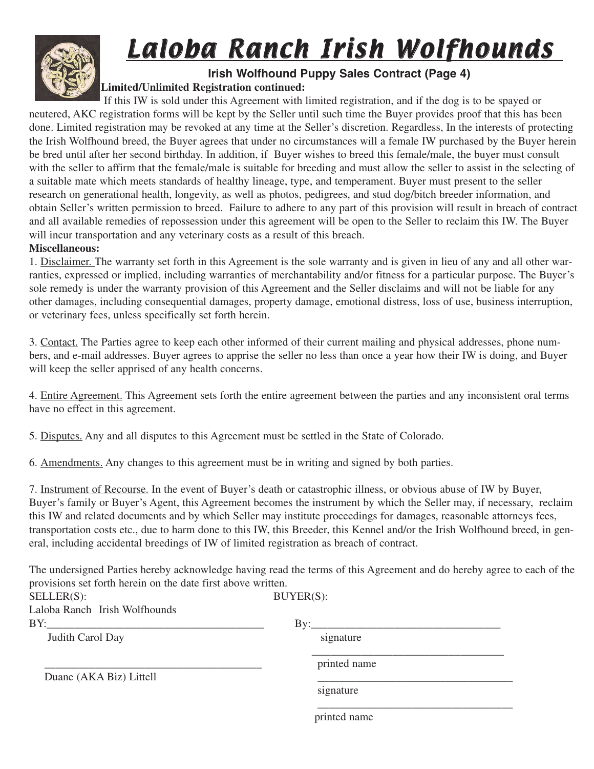# Laloba Ranch Irish Wolfhounds

**Irish Wolfhound Puppy Sales Contract (Page 4)**

**Limited/Unlimited Registration continued:**

If this IW is sold under this Agreement with limited registration, and if the dog is to be spayed or neutered, AKC registration forms will be kept by the Seller until such time the Buyer provides proof that this has been done. Limited registration may be revoked at any time at the Seller's discretion. Regardless, In the interests of protecting the Irish Wolfhound breed, the Buyer agrees that under no circumstances will a female IW purchased by the Buyer herein be bred until after her second birthday. In addition, if Buyer wishes to breed this female/male, the buyer must consult with the seller to affirm that the female/male is suitable for breeding and must allow the seller to assist in the selecting of a suitable mate which meets standards of healthy lineage, type, and temperament. Buyer must present to the seller research on generational health, longevity, as well as photos, pedigrees, and stud dog/bitch breeder information, and obtain Seller's written permission to breed. Failure to adhere to any part of this provision will result in breach of contract and all available remedies of repossession under this agreement will be open to the Seller to reclaim this IW. The Buyer will incur transportation and any veterinary costs as a result of this breach.

**Miscellaneous:**

1. Disclaimer. The warranty set forth in this Agreement is the sole warranty and is given in lieu of any and all other warranties, expressed or implied, including warranties of merchantability and/or fitness for a particular purpose. The Buyer's sole remedy is under the warranty provision of this Agreement and the Seller disclaims and will not be liable for any other damages, including consequential damages, property damage, emotional distress, loss of use, business interruption, or veterinary fees, unless specifically set forth herein.

3. Contact. The Parties agree to keep each other informed of their current mailing and physical addresses, phone numbers, and e-mail addresses. Buyer agrees to apprise the seller no less than once a year how their IW is doing, and Buyer will keep the seller apprised of any health concerns.

4. Entire Agreement. This Agreement sets forth the entire agreement between the parties and any inconsistent oral terms have no effect in this agreement.

5. Disputes. Any and all disputes to this Agreement must be settled in the State of Colorado.

6. Amendments. Any changes to this agreement must be in writing and signed by both parties.

7. Instrument of Recourse. In the event of Buyer's death or catastrophic illness, or obvious abuse of IW by Buyer, Buyer's family or Buyer's Agent, this Agreement becomes the instrument by which the Seller may, if necessary, reclaim this IW and related documents and by which Seller may institute proceedings for damages, reasonable attorneys fees, transportation costs etc., due to harm done to this IW, this Breeder, this Kennel and/or the Irish Wolfhound breed, in general, including accidental breedings of IW of limited registration as breach of contract.

The undersigned Parties hereby acknowledge having read the terms of this Agreement and do hereby agree to each of the provisions set forth herein on the date first above written.

SELLER(S):
Laloba Ranch Irish Wolfhounds

BY:_______________________________________
Judith Carol Day

_______________________________________
Duane (AKA Biz) Littell

BUYER(S):

By:__________________________________
signature

__________________________________
printed name

__________________________________
signature

__________________________________
printed name